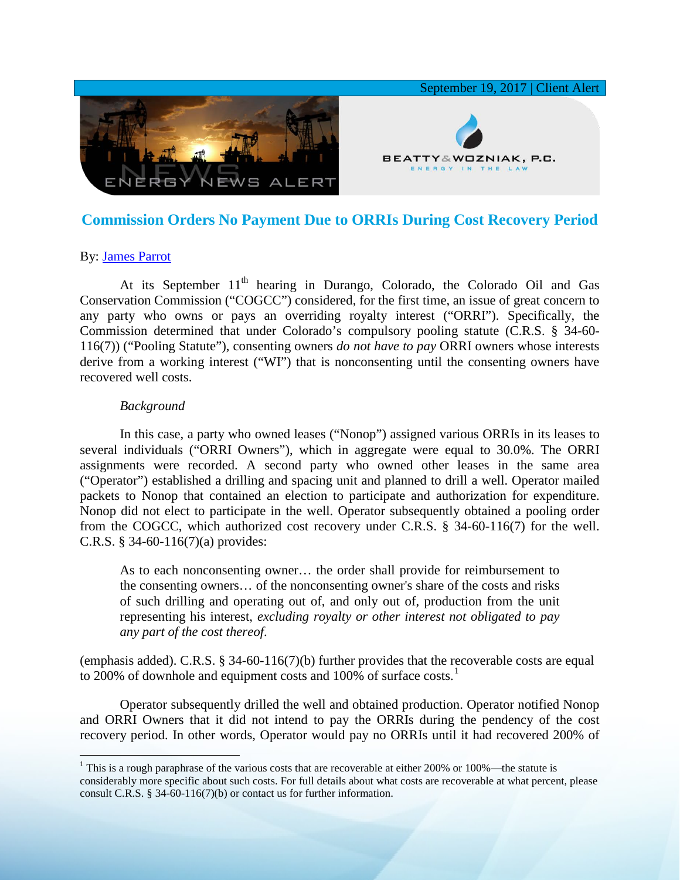September 19, 2017 | Client Alert

ENERGY NEWS ALERT

BEATTY & WOZNIAK, P.C.
ENERGY IN THE LAW

# Commission Orders No Payment Due to ORRIs During Cost Recovery Period

By: James Parrot

At its September 11th hearing in Durango, Colorado, the Colorado Oil and Gas Conservation Commission ("COGCC") considered, for the first time, an issue of great concern to any party who owns or pays an overriding royalty interest ("ORRI"). Specifically, the Commission determined that under Colorado's compulsory pooling statute (C.R.S. § 34-60-116(7)) ("Pooling Statute"), consenting owners *do not have to pay* ORRI owners whose interests derive from a working interest ("WI") that is nonconsenting until the consenting owners have recovered well costs.

*Background*

In this case, a party who owned leases ("Nonop") assigned various ORRIs in its leases to several individuals ("ORRI Owners"), which in aggregate were equal to 30.0%. The ORRI assignments were recorded. A second party who owned other leases in the same area ("Operator") established a drilling and spacing unit and planned to drill a well. Operator mailed packets to Nonop that contained an election to participate and authorization for expenditure. Nonop did not elect to participate in the well. Operator subsequently obtained a pooling order from the COGCC, which authorized cost recovery under C.R.S. § 34-60-116(7) for the well. C.R.S. § 34-60-116(7)(a) provides:

> As to each nonconsenting owner… the order shall provide for reimbursement to the consenting owners… of the nonconsenting owner's share of the costs and risks of such drilling and operating out of, and only out of, production from the unit representing his interest, *excluding royalty or other interest not obligated to pay any part of the cost thereof.*

(emphasis added). C.R.S. § 34-60-116(7)(b) further provides that the recoverable costs are equal to 200% of downhole and equipment costs and 100% of surface costs.[1]

Operator subsequently drilled the well and obtained production. Operator notified Nonop and ORRI Owners that it did not intend to pay the ORRIs during the pendency of the cost recovery period. In other words, Operator would pay no ORRIs until it had recovered 200% of

[1] This is a rough paraphrase of the various costs that are recoverable at either 200% or 100%—the statute is considerably more specific about such costs. For full details about what costs are recoverable at what percent, please consult C.R.S. § 34-60-116(7)(b) or contact us for further information.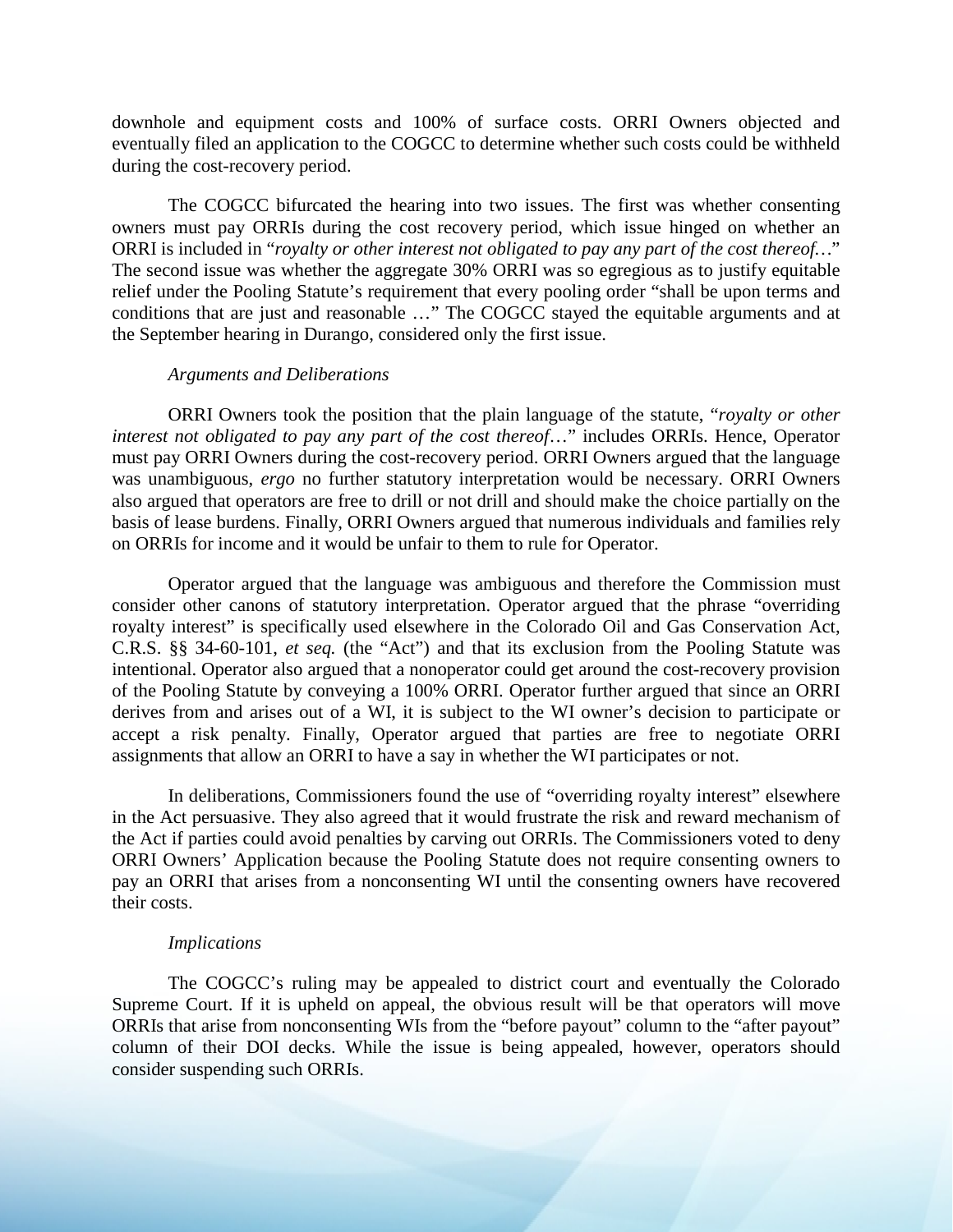downhole and equipment costs and 100% of surface costs. ORRI Owners objected and eventually filed an application to the COGCC to determine whether such costs could be withheld during the cost-recovery period.

The COGCC bifurcated the hearing into two issues. The first was whether consenting owners must pay ORRIs during the cost recovery period, which issue hinged on whether an ORRI is included in "*royalty or other interest not obligated to pay any part of the cost thereof…*" The second issue was whether the aggregate 30% ORRI was so egregious as to justify equitable relief under the Pooling Statute's requirement that every pooling order "shall be upon terms and conditions that are just and reasonable …" The COGCC stayed the equitable arguments and at the September hearing in Durango, considered only the first issue.

*Arguments and Deliberations*

ORRI Owners took the position that the plain language of the statute, "*royalty or other interest not obligated to pay any part of the cost thereof…*" includes ORRIs. Hence, Operator must pay ORRI Owners during the cost-recovery period. ORRI Owners argued that the language was unambiguous, *ergo* no further statutory interpretation would be necessary. ORRI Owners also argued that operators are free to drill or not drill and should make the choice partially on the basis of lease burdens. Finally, ORRI Owners argued that numerous individuals and families rely on ORRIs for income and it would be unfair to them to rule for Operator.

Operator argued that the language was ambiguous and therefore the Commission must consider other canons of statutory interpretation. Operator argued that the phrase "overriding royalty interest" is specifically used elsewhere in the Colorado Oil and Gas Conservation Act, C.R.S. §§ 34-60-101, *et seq.* (the "Act") and that its exclusion from the Pooling Statute was intentional. Operator also argued that a nonoperator could get around the cost-recovery provision of the Pooling Statute by conveying a 100% ORRI. Operator further argued that since an ORRI derives from and arises out of a WI, it is subject to the WI owner's decision to participate or accept a risk penalty. Finally, Operator argued that parties are free to negotiate ORRI assignments that allow an ORRI to have a say in whether the WI participates or not.

In deliberations, Commissioners found the use of "overriding royalty interest" elsewhere in the Act persuasive. They also agreed that it would frustrate the risk and reward mechanism of the Act if parties could avoid penalties by carving out ORRIs. The Commissioners voted to deny ORRI Owners' Application because the Pooling Statute does not require consenting owners to pay an ORRI that arises from a nonconsenting WI until the consenting owners have recovered their costs.

*Implications*

The COGCC's ruling may be appealed to district court and eventually the Colorado Supreme Court. If it is upheld on appeal, the obvious result will be that operators will move ORRIs that arise from nonconsenting WIs from the "before payout" column to the "after payout" column of their DOI decks. While the issue is being appealed, however, operators should consider suspending such ORRIs.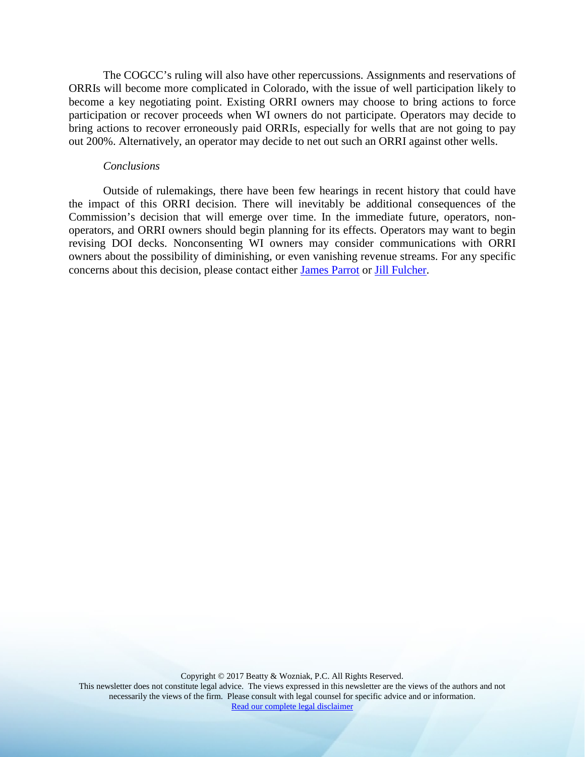The COGCC's ruling will also have other repercussions. Assignments and reservations of ORRIs will become more complicated in Colorado, with the issue of well participation likely to become a key negotiating point. Existing ORRI owners may choose to bring actions to force participation or recover proceeds when WI owners do not participate. Operators may decide to bring actions to recover erroneously paid ORRIs, especially for wells that are not going to pay out 200%. Alternatively, an operator may decide to net out such an ORRI against other wells.

*Conclusions*

Outside of rulemakings, there have been few hearings in recent history that could have the impact of this ORRI decision. There will inevitably be additional consequences of the Commission's decision that will emerge over time. In the immediate future, operators, non-operators, and ORRI owners should begin planning for its effects. Operators may want to begin revising DOI decks. Nonconsenting WI owners may consider communications with ORRI owners about the possibility of diminishing, or even vanishing revenue streams. For any specific concerns about this decision, please contact either James Parrot or Jill Fulcher.

Copyright © 2017 Beatty & Wozniak, P.C. All Rights Reserved.
This newsletter does not constitute legal advice. The views expressed in this newsletter are the views of the authors and not necessarily the views of the firm. Please consult with legal counsel for specific advice and or information.
Read our complete legal disclaimer